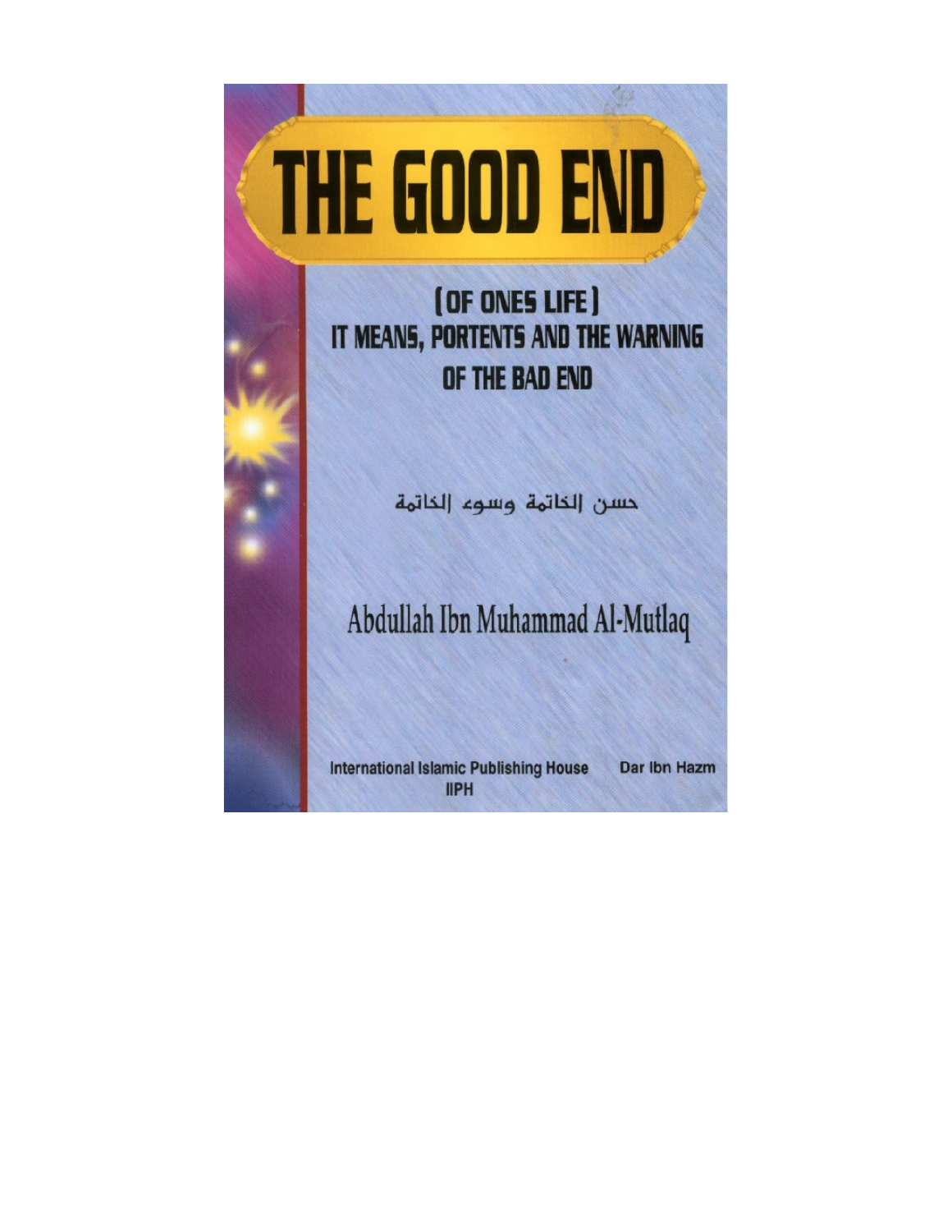# THE GOOD END

## (OF ONES LIFE)
## IT MEANS, PORTENTS AND THE WARNING OF THE BAD END

حسن الخاتمة وسوء الخاتمة

Abdullah Ibn Muhammad Al-Mutlaq

International Islamic Publishing House
IIPH

Dar Ibn Hazm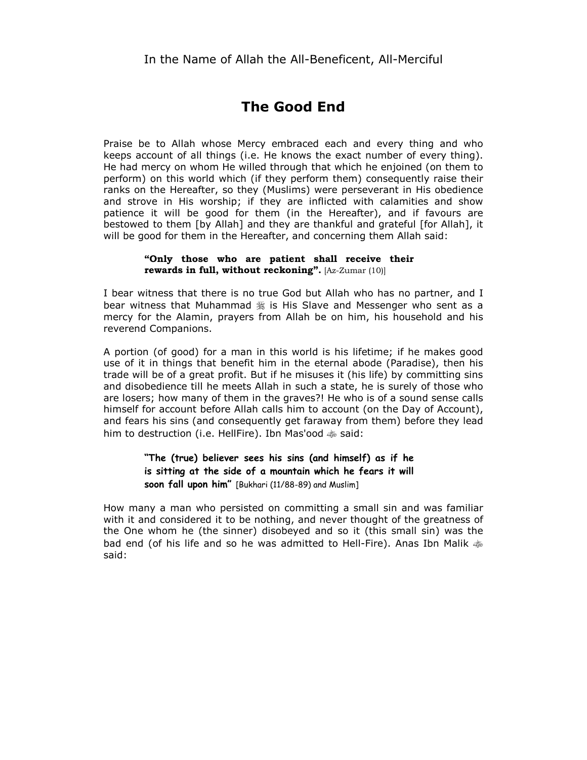In the Name of Allah the All-Beneficent, All-Merciful

# The Good End

Praise be to Allah whose Mercy embraced each and every thing and who keeps account of all things (i.e. He knows the exact number of every thing). He had mercy on whom He willed through that which he enjoined (on them to perform) on this world which (if they perform them) consequently raise their ranks on the Hereafter, so they (Muslims) were perseverant in His obedience and strove in His worship; if they are inflicted with calamities and show patience it will be good for them (in the Hereafter), and if favours are bestowed to them [by Allah] and they are thankful and grateful [for Allah], it will be good for them in the Hereafter, and concerning them Allah said:

> **"Only those who are patient shall receive their rewards in full, without reckoning".** [Az-Zumar (10)]

I bear witness that there is no true God but Allah who has no partner, and I bear witness that Muhammad ﷺ is His Slave and Messenger who sent as a mercy for the Alamin, prayers from Allah be on him, his household and his reverend Companions.

A portion (of good) for a man in this world is his lifetime; if he makes good use of it in things that benefit him in the eternal abode (Paradise), then his trade will be of a great profit. But if he misuses it (his life) by committing sins and disobedience till he meets Allah in such a state, he is surely of those who are losers; how many of them in the graves?! He who is of a sound sense calls himself for account before Allah calls him to account (on the Day of Account), and fears his sins (and consequently get faraway from them) before they lead him to destruction (i.e. HellFire). Ibn Mas'ood ﷺ said:

> **"The (true) believer sees his sins (and himself) as if he is sitting at the side of a mountain which he fears it will soon fall upon him"** [Bukhari (11/88-89) and Muslim]

How many a man who persisted on committing a small sin and was familiar with it and considered it to be nothing, and never thought of the greatness of the One whom he (the sinner) disobeyed and so it (this small sin) was the bad end (of his life and so he was admitted to Hell-Fire). Anas Ibn Malik ﷺ said: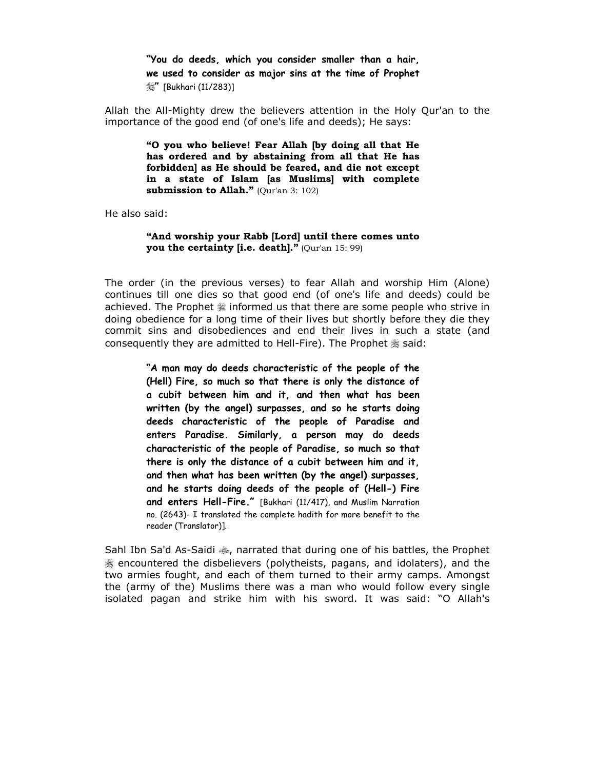> **"You do deeds, which you consider smaller than a hair, we used to consider as major sins at the time of Prophet ﷺ"** [Bukhari (11/283)]

Allah the All-Mighty drew the believers attention in the Holy Qur'an to the importance of the good end (of one's life and deeds); He says:

> **"O you who believe! Fear Allah [by doing all that He has ordered and by abstaining from all that He has forbidden] as He should be feared, and die not except in a state of Islam [as Muslims] with complete submission to Allah."** (Qur'an 3: 102)

He also said:

> **"And worship your Rabb [Lord] until there comes unto you the certainty [i.e. death]."** (Qur'an 15: 99)

The order (in the previous verses) to fear Allah and worship Him (Alone) continues till one dies so that good end (of one's life and deeds) could be achieved. The Prophet ﷺ informed us that there are some people who strive in doing obedience for a long time of their lives but shortly before they die they commit sins and disobediences and end their lives in such a state (and consequently they are admitted to Hell-Fire). The Prophet ﷺ said:

> **"A man may do deeds characteristic of the people of the (Hell) Fire, so much so that there is only the distance of a cubit between him and it, and then what has been written (by the angel) surpasses, and so he starts doing deeds characteristic of the people of Paradise and enters Paradise. Similarly, a person may do deeds characteristic of the people of Paradise, so much so that there is only the distance of a cubit between him and it, and then what has been written (by the angel) surpasses, and he starts doing deeds of the people of (Hell-) Fire and enters Hell-Fire."** [Bukhari (11/417), and Muslim Narration no. (2643)- I translated the complete hadith for more benefit to the reader (Translator)].

Sahl Ibn Sa'd As-Saidi ؓ, narrated that during one of his battles, the Prophet ﷺ encountered the disbelievers (polytheists, pagans, and idolaters), and the two armies fought, and each of them turned to their army camps. Amongst the (army of the) Muslims there was a man who would follow every single isolated pagan and strike him with his sword. It was said: "O Allah's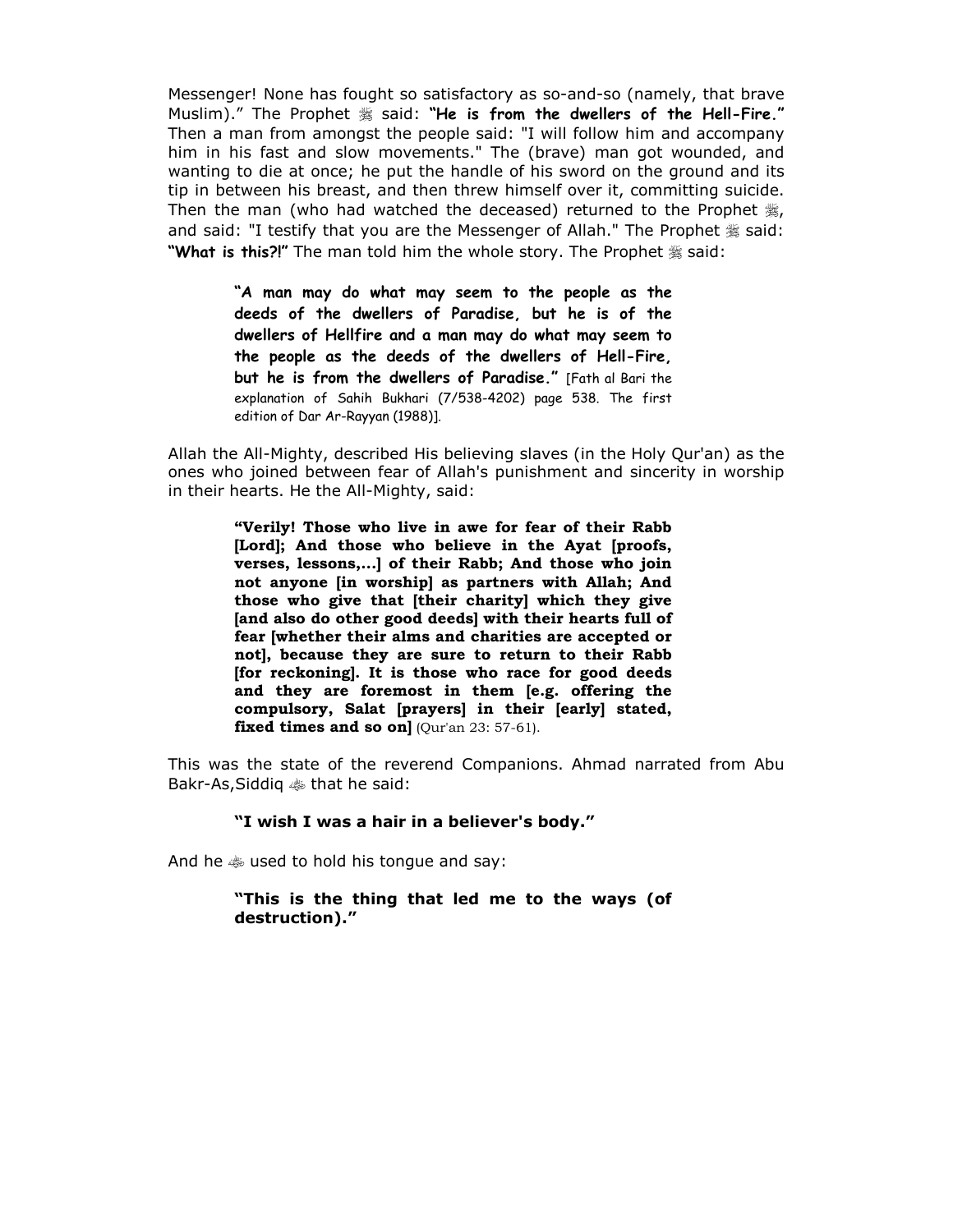Messenger! None has fought so satisfactory as so-and-so (namely, that brave Muslim)." The Prophet ﷺ said: **"He is from the dwellers of the Hell-Fire."** Then a man from amongst the people said: "I will follow him and accompany him in his fast and slow movements." The (brave) man got wounded, and wanting to die at once; he put the handle of his sword on the ground and its tip in between his breast, and then threw himself over it, committing suicide. Then the man (who had watched the deceased) returned to the Prophet ﷺ, and said: "I testify that you are the Messenger of Allah." The Prophet ﷺ said: **"What is this?!"** The man told him the whole story. The Prophet ﷺ said:

> **"A man may do what may seem to the people as the deeds of the dwellers of Paradise, but he is of the dwellers of Hellfire and a man may do what may seem to the people as the deeds of the dwellers of Hell-Fire, but he is from the dwellers of Paradise."** [Fath al Bari the explanation of Sahih Bukhari (7/538-4202) page 538. The first edition of Dar Ar-Rayyan (1988)].

Allah the All-Mighty, described His believing slaves (in the Holy Qur'an) as the ones who joined between fear of Allah's punishment and sincerity in worship in their hearts. He the All-Mighty, said:

> **"Verily! Those who live in awe for fear of their Rabb [Lord]; And those who believe in the Ayat [proofs, verses, lessons,...] of their Rabb; And those who join not anyone [in worship] as partners with Allah; And those who give that [their charity] which they give [and also do other good deeds] with their hearts full of fear [whether their alms and charities are accepted or not], because they are sure to return to their Rabb [for reckoning]. It is those who race for good deeds and they are foremost in them [e.g. offering the compulsory, Salat [prayers] in their [early] stated, fixed times and so on]** (Qur'an 23: 57-61).

This was the state of the reverend Companions. Ahmad narrated from Abu Bakr-As,Siddiq ﷺ that he said:

> **"I wish I was a hair in a believer's body."**

And he ﷺ used to hold his tongue and say:

> **"This is the thing that led me to the ways (of destruction)."**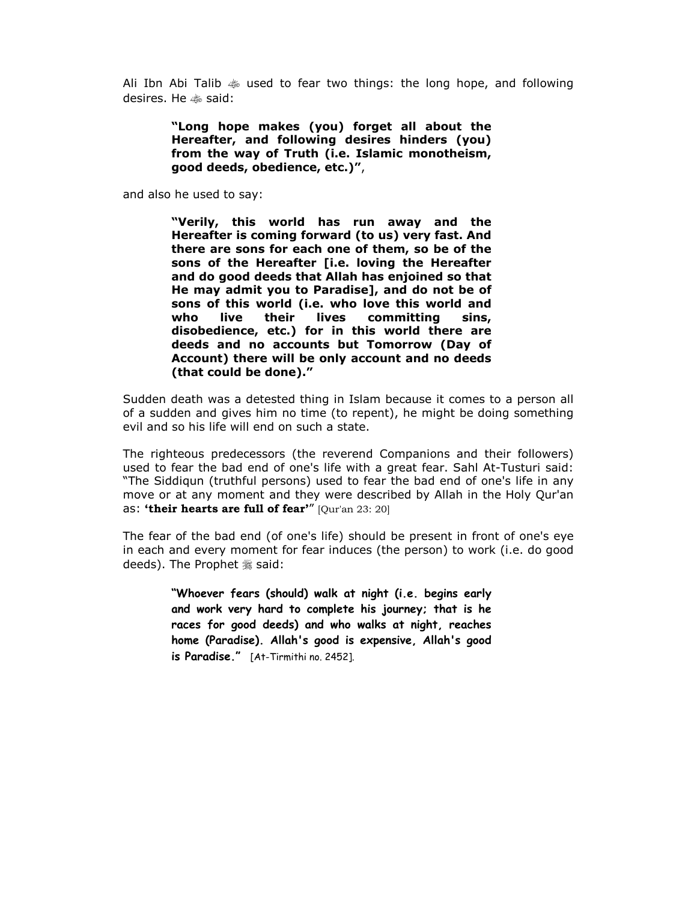Ali Ibn Abi Talib ﷺ used to fear two things: the long hope, and following desires. He ﷺ said:

> **"Long hope makes (you) forget all about the Hereafter, and following desires hinders (you) from the way of Truth (i.e. Islamic monotheism, good deeds, obedience, etc.)"**,

and also he used to say:

> **"Verily, this world has run away and the Hereafter is coming forward (to us) very fast. And there are sons for each one of them, so be of the sons of the Hereafter [i.e. loving the Hereafter and do good deeds that Allah has enjoined so that He may admit you to Paradise], and do not be of sons of this world (i.e. who love this world and who live their lives committing sins, disobedience, etc.) for in this world there are deeds and no accounts but Tomorrow (Day of Account) there will be only account and no deeds (that could be done)."**

Sudden death was a detested thing in Islam because it comes to a person all of a sudden and gives him no time (to repent), he might be doing something evil and so his life will end on such a state.

The righteous predecessors (the reverend Companions and their followers) used to fear the bad end of one's life with a great fear. Sahl At-Tusturi said: "The Siddiqun (truthful persons) used to fear the bad end of one's life in any move or at any moment and they were described by Allah in the Holy Qur'an as: **'their hearts are full of fear'**" [Qur'an 23: 20]

The fear of the bad end (of one's life) should be present in front of one's eye in each and every moment for fear induces (the person) to work (i.e. do good deeds). The Prophet ﷺ said:

> **"Whoever fears (should) walk at night (i.e. begins early and work very hard to complete his journey; that is he races for good deeds) and who walks at night, reaches home (Paradise). Allah's good is expensive, Allah's good is Paradise."** [At-Tirmithi no. 2452].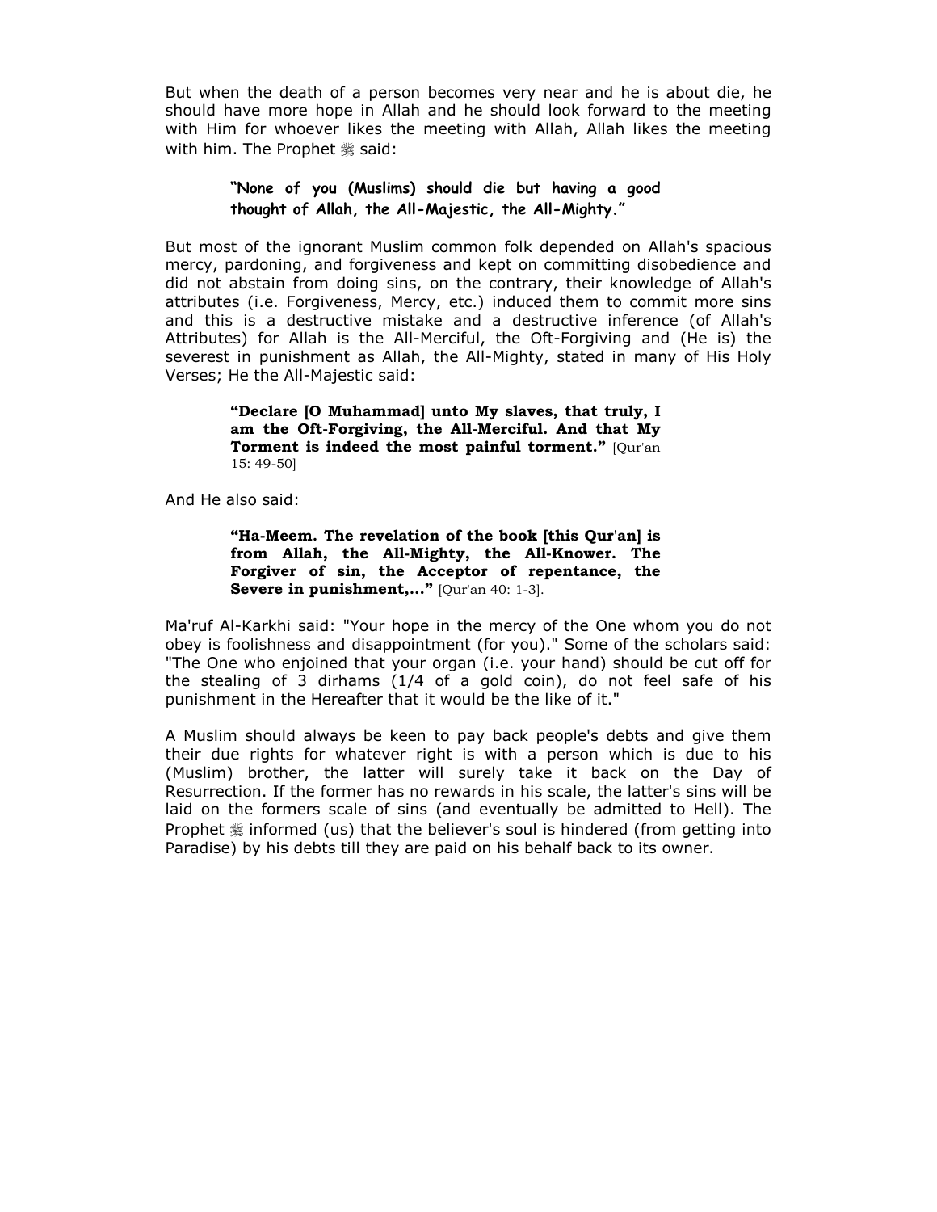But when the death of a person becomes very near and he is about die, he should have more hope in Allah and he should look forward to the meeting with Him for whoever likes the meeting with Allah, Allah likes the meeting with him. The Prophet ﷺ said:

> **"None of you (Muslims) should die but having a good thought of Allah, the All-Majestic, the All-Mighty."**

But most of the ignorant Muslim common folk depended on Allah's spacious mercy, pardoning, and forgiveness and kept on committing disobedience and did not abstain from doing sins, on the contrary, their knowledge of Allah's attributes (i.e. Forgiveness, Mercy, etc.) induced them to commit more sins and this is a destructive mistake and a destructive inference (of Allah's Attributes) for Allah is the All-Merciful, the Oft-Forgiving and (He is) the severest in punishment as Allah, the All-Mighty, stated in many of His Holy Verses; He the All-Majestic said:

> **"Declare [O Muhammad] unto My slaves, that truly, I am the Oft-Forgiving, the All-Merciful. And that My Torment is indeed the most painful torment."** [Qur'an 15: 49-50]

And He also said:

> **"Ha-Meem. The revelation of the book [this Qur'an] is from Allah, the All-Mighty, the All-Knower. The Forgiver of sin, the Acceptor of repentance, the Severe in punishment,..."** [Qur'an 40: 1-3].

Ma'ruf Al-Karkhi said: "Your hope in the mercy of the One whom you do not obey is foolishness and disappointment (for you)." Some of the scholars said: "The One who enjoined that your organ (i.e. your hand) should be cut off for the stealing of 3 dirhams (1/4 of a gold coin), do not feel safe of his punishment in the Hereafter that it would be the like of it."

A Muslim should always be keen to pay back people's debts and give them their due rights for whatever right is with a person which is due to his (Muslim) brother, the latter will surely take it back on the Day of Resurrection. If the former has no rewards in his scale, the latter's sins will be laid on the formers scale of sins (and eventually be admitted to Hell). The Prophet ﷺ informed (us) that the believer's soul is hindered (from getting into Paradise) by his debts till they are paid on his behalf back to its owner.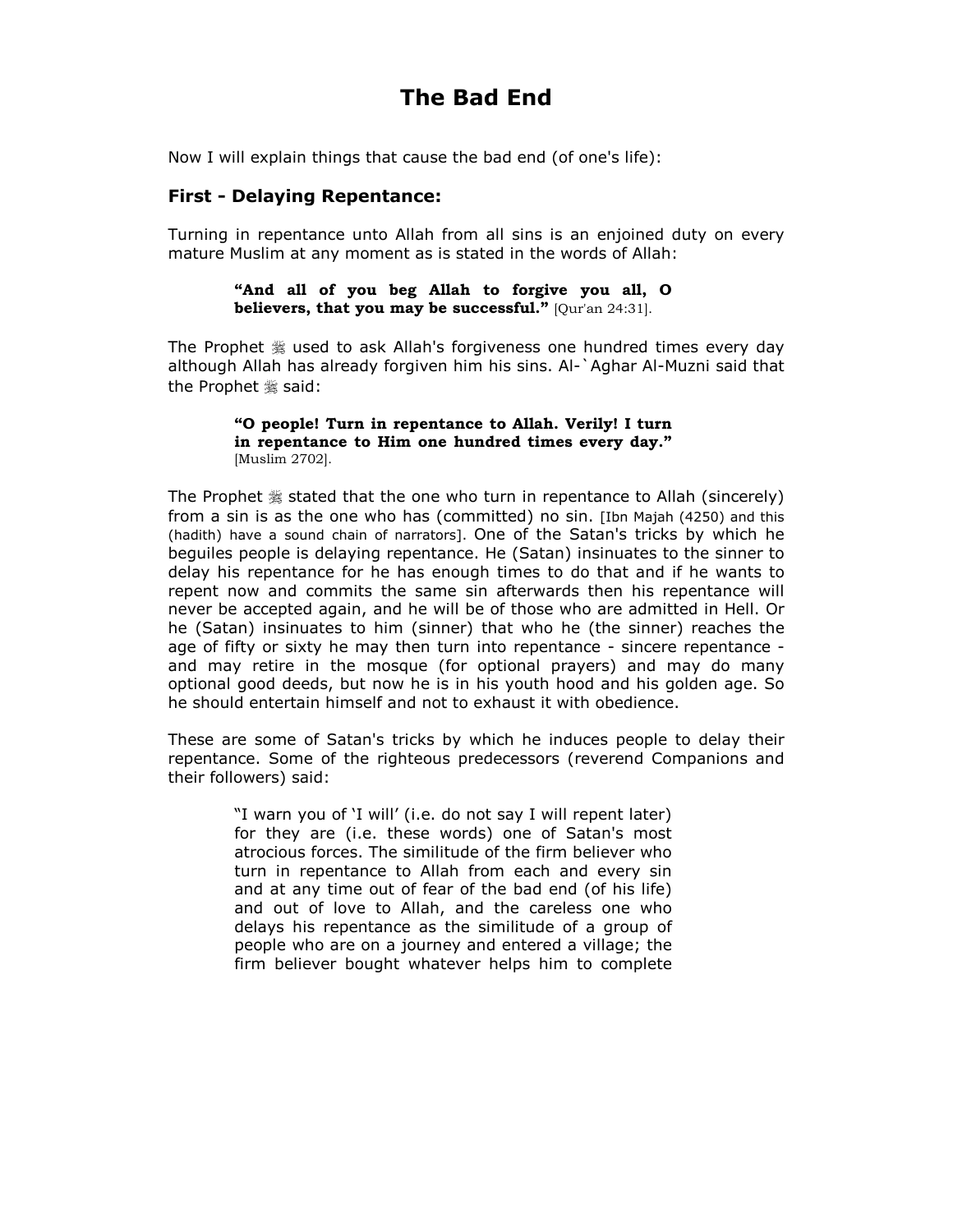# The Bad End

Now I will explain things that cause the bad end (of one's life):

### First - Delaying Repentance:

Turning in repentance unto Allah from all sins is an enjoined duty on every mature Muslim at any moment as is stated in the words of Allah:

> **"And all of you beg Allah to forgive you all, O believers, that you may be successful."** [Qur'an 24:31].

The Prophet ﷺ used to ask Allah's forgiveness one hundred times every day although Allah has already forgiven him his sins. Al-`Aghar Al-Muzni said that the Prophet ﷺ said:

> **"O people! Turn in repentance to Allah. Verily! I turn in repentance to Him one hundred times every day."** [Muslim 2702].

The Prophet ﷺ stated that the one who turn in repentance to Allah (sincerely) from a sin is as the one who has (committed) no sin. [Ibn Majah (4250) and this (hadith) have a sound chain of narrators]. One of the Satan's tricks by which he beguiles people is delaying repentance. He (Satan) insinuates to the sinner to delay his repentance for he has enough times to do that and if he wants to repent now and commits the same sin afterwards then his repentance will never be accepted again, and he will be of those who are admitted in Hell. Or he (Satan) insinuates to him (sinner) that who he (the sinner) reaches the age of fifty or sixty he may then turn into repentance - sincere repentance - and may retire in the mosque (for optional prayers) and may do many optional good deeds, but now he is in his youth hood and his golden age. So he should entertain himself and not to exhaust it with obedience.

These are some of Satan's tricks by which he induces people to delay their repentance. Some of the righteous predecessors (reverend Companions and their followers) said:

> "I warn you of 'I will' (i.e. do not say I will repent later) for they are (i.e. these words) one of Satan's most atrocious forces. The similitude of the firm believer who turn in repentance to Allah from each and every sin and at any time out of fear of the bad end (of his life) and out of love to Allah, and the careless one who delays his repentance as the similitude of a group of people who are on a journey and entered a village; the firm believer bought whatever helps him to complete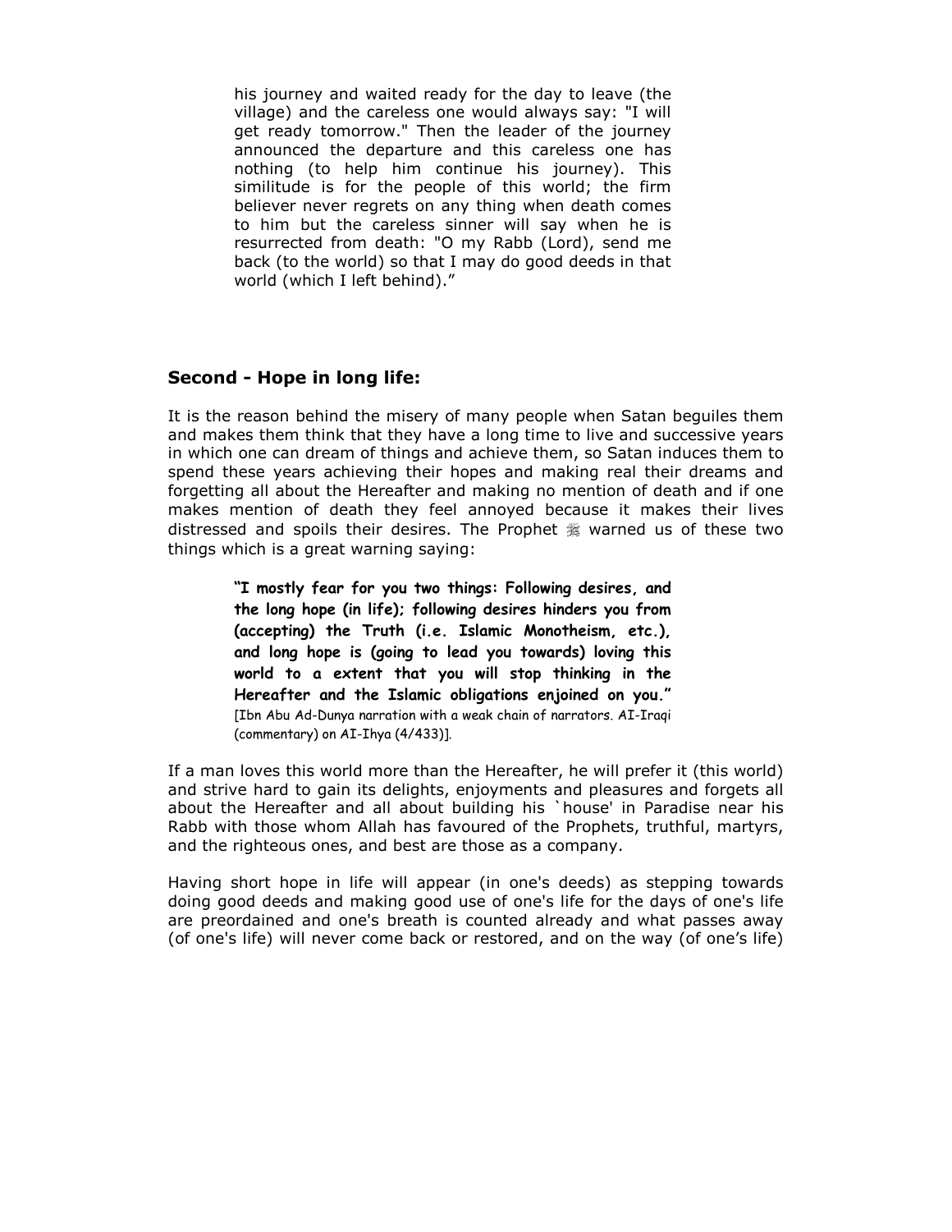> his journey and waited ready for the day to leave (the village) and the careless one would always say: "I will get ready tomorrow." Then the leader of the journey announced the departure and this careless one has nothing (to help him continue his journey). This similitude is for the people of this world; the firm believer never regrets on any thing when death comes to him but the careless sinner will say when he is resurrected from death: "O my Rabb (Lord), send me back (to the world) so that I may do good deeds in that world (which I left behind)."

### Second - Hope in long life:

It is the reason behind the misery of many people when Satan beguiles them and makes them think that they have a long time to live and successive years in which one can dream of things and achieve them, so Satan induces them to spend these years achieving their hopes and making real their dreams and forgetting all about the Hereafter and making no mention of death and if one makes mention of death they feel annoyed because it makes their lives distressed and spoils their desires. The Prophet ﷺ warned us of these two things which is a great warning saying:

> **"I mostly fear for you two things: Following desires, and the long hope (in life); following desires hinders you from (accepting) the Truth (i.e. Islamic Monotheism, etc.), and long hope is (going to lead you towards) loving this world to a extent that you will stop thinking in the Hereafter and the Islamic obligations enjoined on you."**
> [Ibn Abu Ad-Dunya narration with a weak chain of narrators. Al-Iraqi (commentary) on Al-Ihya (4/433)].

If a man loves this world more than the Hereafter, he will prefer it (this world) and strive hard to gain its delights, enjoyments and pleasures and forgets all about the Hereafter and all about building his `house' in Paradise near his Rabb with those whom Allah has favoured of the Prophets, truthful, martyrs, and the righteous ones, and best are those as a company.

Having short hope in life will appear (in one's deeds) as stepping towards doing good deeds and making good use of one's life for the days of one's life are preordained and one's breath is counted already and what passes away (of one's life) will never come back or restored, and on the way (of one's life)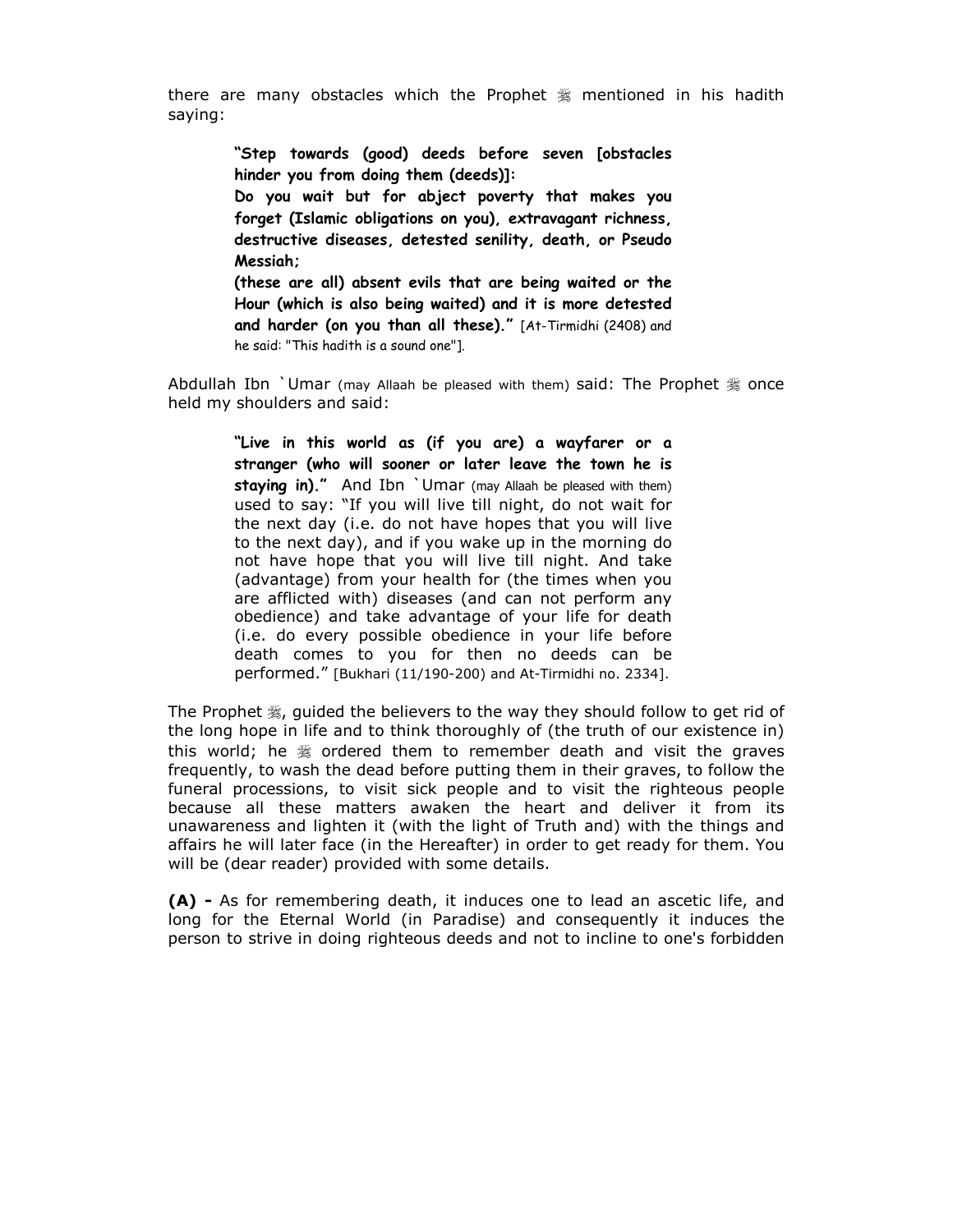there are many obstacles which the Prophet ﷺ mentioned in his hadith saying:

> **"Step towards (good) deeds before seven [obstacles hinder you from doing them (deeds)]:**
> **Do you wait but for abject poverty that makes you forget (Islamic obligations on you), extravagant richness, destructive diseases, detested senility, death, or Pseudo Messiah;**
> **(these are all) absent evils that are being waited or the Hour (which is also being waited) and it is more detested and harder (on you than all these)."** [At-Tirmidhi (2408) and he said: "This hadith is a sound one"].

Abdullah Ibn `Umar (may Allaah be pleased with them) said: The Prophet ﷺ once held my shoulders and said:

> **"Live in this world as (if you are) a wayfarer or a stranger (who will sooner or later leave the town he is staying in)."** And Ibn `Umar (may Allaah be pleased with them) used to say: "If you will live till night, do not wait for the next day (i.e. do not have hopes that you will live to the next day), and if you wake up in the morning do not have hope that you will live till night. And take (advantage) from your health for (the times when you are afflicted with) diseases (and can not perform any obedience) and take advantage of your life for death (i.e. do every possible obedience in your life before death comes to you for then no deeds can be performed." [Bukhari (11/190-200) and At-Tirmidhi no. 2334].

The Prophet ﷺ, guided the believers to the way they should follow to get rid of the long hope in life and to think thoroughly of (the truth of our existence in) this world; he ﷺ ordered them to remember death and visit the graves frequently, to wash the dead before putting them in their graves, to follow the funeral processions, to visit sick people and to visit the righteous people because all these matters awaken the heart and deliver it from its unawareness and lighten it (with the light of Truth and) with the things and affairs he will later face (in the Hereafter) in order to get ready for them. You will be (dear reader) provided with some details.

**(A) -** As for remembering death, it induces one to lead an ascetic life, and long for the Eternal World (in Paradise) and consequently it induces the person to strive in doing righteous deeds and not to incline to one's forbidden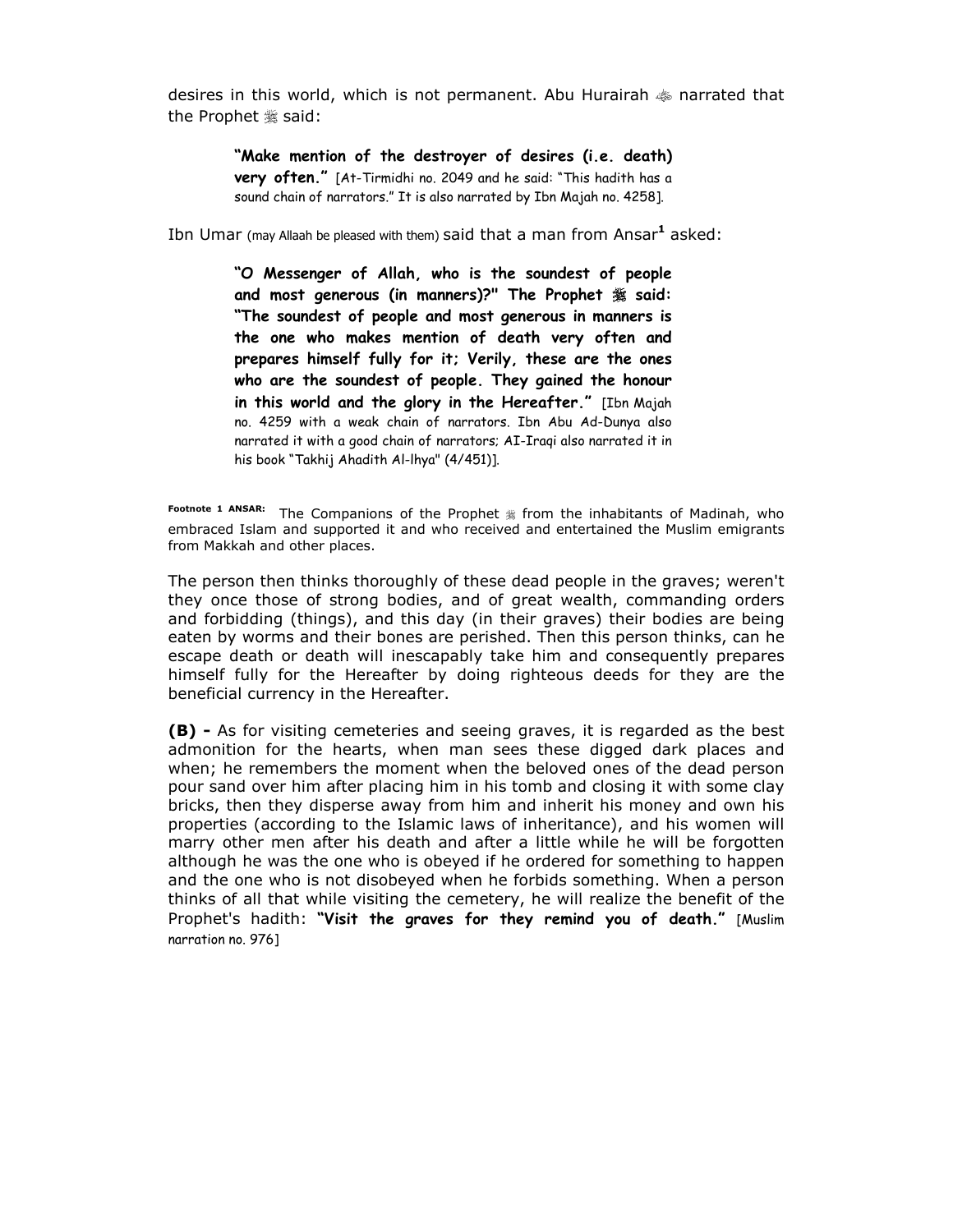desires in this world, which is not permanent. Abu Hurairah ﷺ narrated that the Prophet ﷺ said:

> **"Make mention of the destroyer of desires (i.e. death) very often."** [At-Tirmidhi no. 2049 and he said: "This hadith has a sound chain of narrators." It is also narrated by Ibn Majah no. 4258].

Ibn Umar (may Allaah be pleased with them) said that a man from Ansar[1] asked:

> **"O Messenger of Allah, who is the soundest of people and most generous (in manners)?" The Prophet ﷺ said: "The soundest of people and most generous in manners is the one who makes mention of death very often and prepares himself fully for it; Verily, these are the ones who are the soundest of people. They gained the honour in this world and the glory in the Hereafter."** [Ibn Majah no. 4259 with a weak chain of narrators. Ibn Abu Ad-Dunya also narrated it with a good chain of narrators; Al-Iraqi also narrated it in his book "Takhij Ahadith Al-lhya" (4/451)].

Footnote 1 ANSAR: The Companions of the Prophet ﷺ from the inhabitants of Madinah, who embraced Islam and supported it and who received and entertained the Muslim emigrants from Makkah and other places.

The person then thinks thoroughly of these dead people in the graves; weren't they once those of strong bodies, and of great wealth, commanding orders and forbidding (things), and this day (in their graves) their bodies are being eaten by worms and their bones are perished. Then this person thinks, can he escape death or death will inescapably take him and consequently prepares himself fully for the Hereafter by doing righteous deeds for they are the beneficial currency in the Hereafter.

**(B) -** As for visiting cemeteries and seeing graves, it is regarded as the best admonition for the hearts, when man sees these digged dark places and when; he remembers the moment when the beloved ones of the dead person pour sand over him after placing him in his tomb and closing it with some clay bricks, then they disperse away from him and inherit his money and own his properties (according to the Islamic laws of inheritance), and his women will marry other men after his death and after a little while he will be forgotten although he was the one who is obeyed if he ordered for something to happen and the one who is not disobeyed when he forbids something. When a person thinks of all that while visiting the cemetery, he will realize the benefit of the Prophet's hadith: **"Visit the graves for they remind you of death."** [Muslim narration no. 976]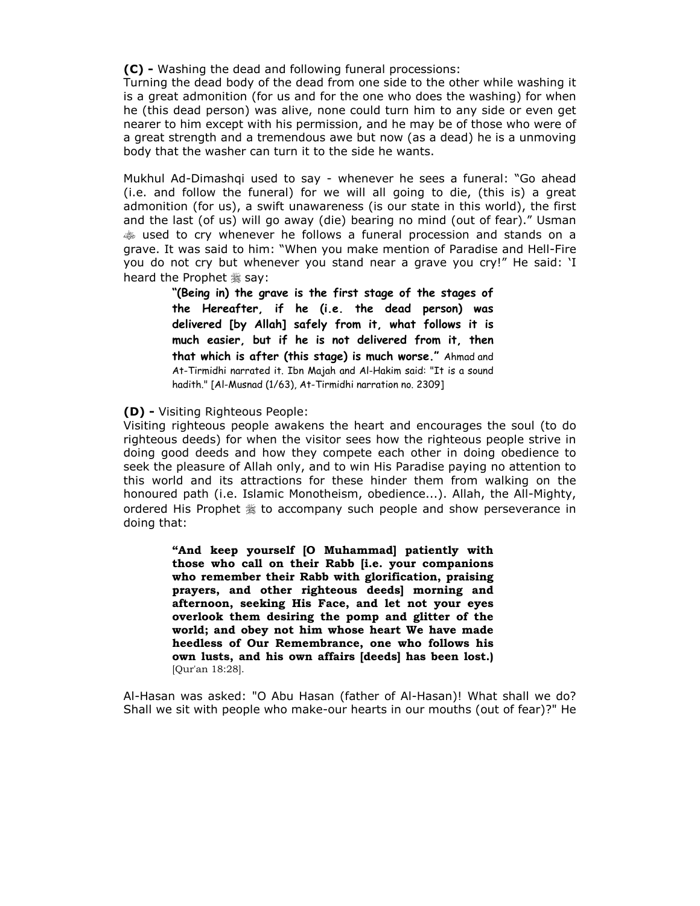**(C) -** Washing the dead and following funeral processions:
Turning the dead body of the dead from one side to the other while washing it is a great admonition (for us and for the one who does the washing) for when he (this dead person) was alive, none could turn him to any side or even get nearer to him except with his permission, and he may be of those who were of a great strength and a tremendous awe but now (as a dead) he is a unmoving body that the washer can turn it to the side he wants.

Mukhul Ad-Dimashqi used to say - whenever he sees a funeral: "Go ahead (i.e. and follow the funeral) for we will all going to die, (this is) a great admonition (for us), a swift unawareness (is our state in this world), the first and the last (of us) will go away (die) bearing no mind (out of fear)." Usman ﷺ used to cry whenever he follows a funeral procession and stands on a grave. It was said to him: "When you make mention of Paradise and Hell-Fire you do not cry but whenever you stand near a grave you cry!" He said: 'I heard the Prophet ﷺ say:

> **"(Being in) the grave is the first stage of the stages of the Hereafter, if he (i.e. the dead person) was delivered [by Allah] safely from it, what follows it is much easier, but if he is not delivered from it, then that which is after (this stage) is much worse."** Ahmad and At-Tirmidhi narrated it. Ibn Majah and Al-Hakim said: "It is a sound hadith." [Al-Musnad (1/63), At-Tirmidhi narration no. 2309]

**(D) -** Visiting Righteous People:
Visiting righteous people awakens the heart and encourages the soul (to do righteous deeds) for when the visitor sees how the righteous people strive in doing good deeds and how they compete each other in doing obedience to seek the pleasure of Allah only, and to win His Paradise paying no attention to this world and its attractions for these hinder them from walking on the honoured path (i.e. Islamic Monotheism, obedience...). Allah, the All-Mighty, ordered His Prophet ﷺ to accompany such people and show perseverance in doing that:

> **"And keep yourself [O Muhammad] patiently with those who call on their Rabb [i.e. your companions who remember their Rabb with glorification, praising prayers, and other righteous deeds] morning and afternoon, seeking His Face, and let not your eyes overlook them desiring the pomp and glitter of the world; and obey not him whose heart We have made heedless of Our Remembrance, one who follows his own lusts, and his own affairs [deeds] has been lost.)** [Qur'an 18:28].

Al-Hasan was asked: "O Abu Hasan (father of Al-Hasan)! What shall we do? Shall we sit with people who make-our hearts in our mouths (out of fear)?" He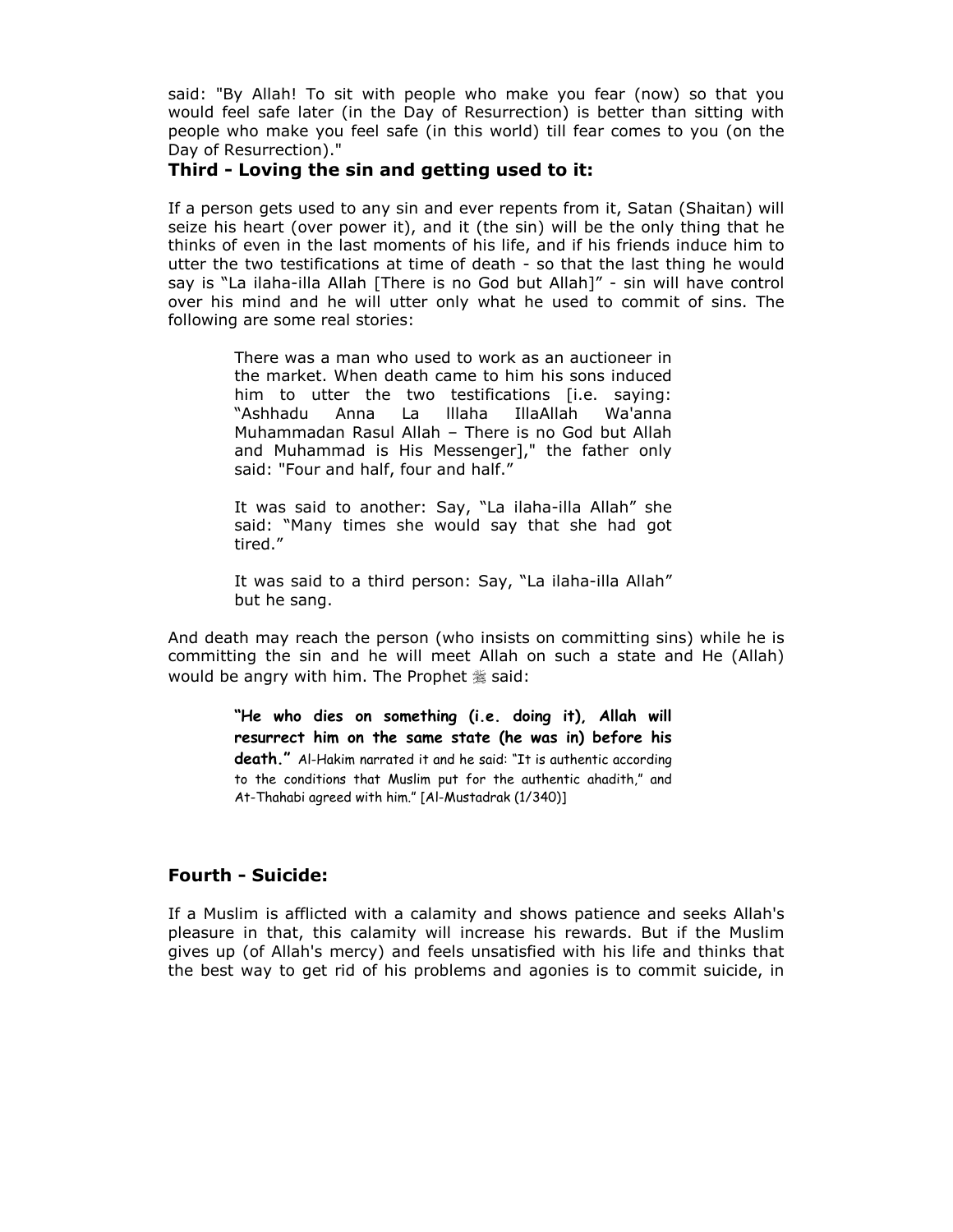said: "By Allah! To sit with people who make you fear (now) so that you would feel safe later (in the Day of Resurrection) is better than sitting with people who make you feel safe (in this world) till fear comes to you (on the Day of Resurrection)."

### Third - Loving the sin and getting used to it:

If a person gets used to any sin and ever repents from it, Satan (Shaitan) will seize his heart (over power it), and it (the sin) will be the only thing that he thinks of even in the last moments of his life, and if his friends induce him to utter the two testifications at time of death - so that the last thing he would say is "La ilaha-illa Allah [There is no God but Allah]" - sin will have control over his mind and he will utter only what he used to commit of sins. The following are some real stories:

> There was a man who used to work as an auctioneer in the market. When death came to him his sons induced him to utter the two testifications [i.e. saying: "Ashhadu Anna La Illaha IllaAllah Wa'anna Muhammadan Rasul Allah – There is no God but Allah and Muhammad is His Messenger]," the father only said: "Four and half, four and half."
>
> It was said to another: Say, "La ilaha-illa Allah" she said: "Many times she would say that she had got tired."
>
> It was said to a third person: Say, "La ilaha-illa Allah" but he sang.

And death may reach the person (who insists on committing sins) while he is committing the sin and he will meet Allah on such a state and He (Allah) would be angry with him. The Prophet ﷺ said:

> **"He who dies on something (i.e. doing it), Allah will resurrect him on the same state (he was in) before his death."** Al-Hakim narrated it and he said: "It is authentic according to the conditions that Muslim put for the authentic ahadith," and At-Thahabi agreed with him." [Al-Mustadrak (1/340)]

### Fourth - Suicide:

If a Muslim is afflicted with a calamity and shows patience and seeks Allah's pleasure in that, this calamity will increase his rewards. But if the Muslim gives up (of Allah's mercy) and feels unsatisfied with his life and thinks that the best way to get rid of his problems and agonies is to commit suicide, in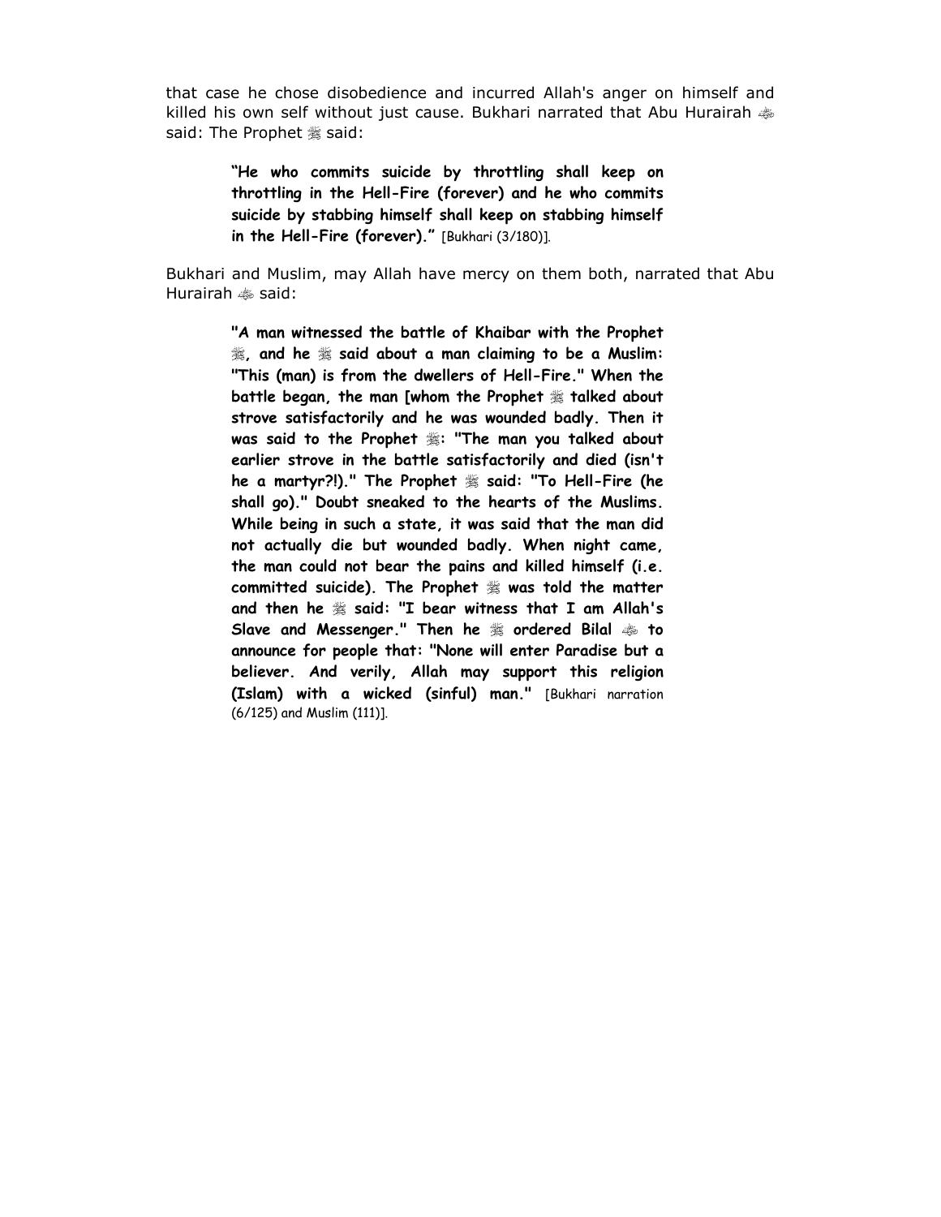that case he chose disobedience and incurred Allah's anger on himself and killed his own self without just cause. Bukhari narrated that Abu Hurairah ﷺ said: The Prophet ﷺ said:

> **"He who commits suicide by throttling shall keep on throttling in the Hell-Fire (forever) and he who commits suicide by stabbing himself shall keep on stabbing himself in the Hell-Fire (forever)."** [Bukhari (3/180)].

Bukhari and Muslim, may Allah have mercy on them both, narrated that Abu Hurairah ﷺ said:

> **"A man witnessed the battle of Khaibar with the Prophet ﷺ, and he ﷺ said about a man claiming to be a Muslim: "This (man) is from the dwellers of Hell-Fire." When the battle began, the man [whom the Prophet ﷺ talked about strove satisfactorily and he was wounded badly. Then it was said to the Prophet ﷺ: "The man you talked about earlier strove in the battle satisfactorily and died (isn't he a martyr?!)." The Prophet ﷺ said: "To Hell-Fire (he shall go)." Doubt sneaked to the hearts of the Muslims. While being in such a state, it was said that the man did not actually die but wounded badly. When night came, the man could not bear the pains and killed himself (i.e. committed suicide). The Prophet ﷺ was told the matter and then he ﷺ said: "I bear witness that I am Allah's Slave and Messenger." Then he ﷺ ordered Bilal ﷺ to announce for people that: "None will enter Paradise but a believer. And verily, Allah may support this religion (Islam) with a wicked (sinful) man."** [Bukhari narration (6/125) and Muslim (111)].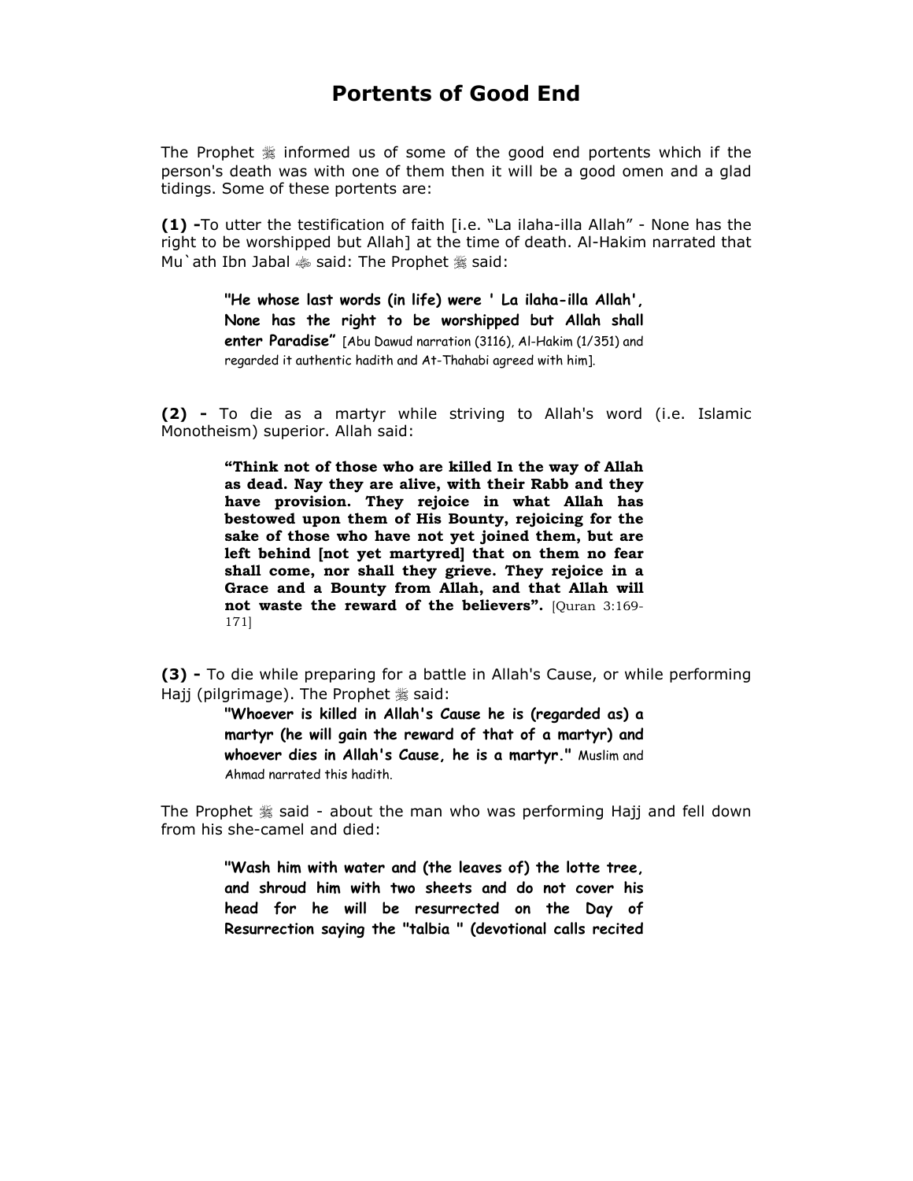# Portents of Good End

The Prophet ﷺ informed us of some of the good end portents which if the person's death was with one of them then it will be a good omen and a glad tidings. Some of these portents are:

**(1) -**To utter the testification of faith [i.e. "La ilaha-illa Allah" - None has the right to be worshipped but Allah] at the time of death. Al-Hakim narrated that Mu`ath Ibn Jabal ﷺ said: The Prophet ﷺ said:

> **"He whose last words (in life) were ' La ilaha-illa Allah', None has the right to be worshipped but Allah shall enter Paradise"** [Abu Dawud narration (3116), Al-Hakim (1/351) and regarded it authentic hadith and At-Thahabi agreed with him].

**(2) -** To die as a martyr while striving to Allah's word (i.e. Islamic Monotheism) superior. Allah said:

> **"Think not of those who are killed In the way of Allah as dead. Nay they are alive, with their Rabb and they have provision. They rejoice in what Allah has bestowed upon them of His Bounty, rejoicing for the sake of those who have not yet joined them, but are left behind [not yet martyred] that on them no fear shall come, nor shall they grieve. They rejoice in a Grace and a Bounty from Allah, and that Allah will not waste the reward of the believers".** [Quran 3:169-171]

**(3) -** To die while preparing for a battle in Allah's Cause, or while performing Hajj (pilgrimage). The Prophet ﷺ said:

> **"Whoever is killed in Allah's Cause he is (regarded as) a martyr (he will gain the reward of that of a martyr) and whoever dies in Allah's Cause, he is a martyr."** Muslim and Ahmad narrated this hadith.

The Prophet ﷺ said - about the man who was performing Hajj and fell down from his she-camel and died:

> **"Wash him with water and (the leaves of) the lotte tree, and shroud him with two sheets and do not cover his head for he will be resurrected on the Day of Resurrection saying the "talbia " (devotional calls recited**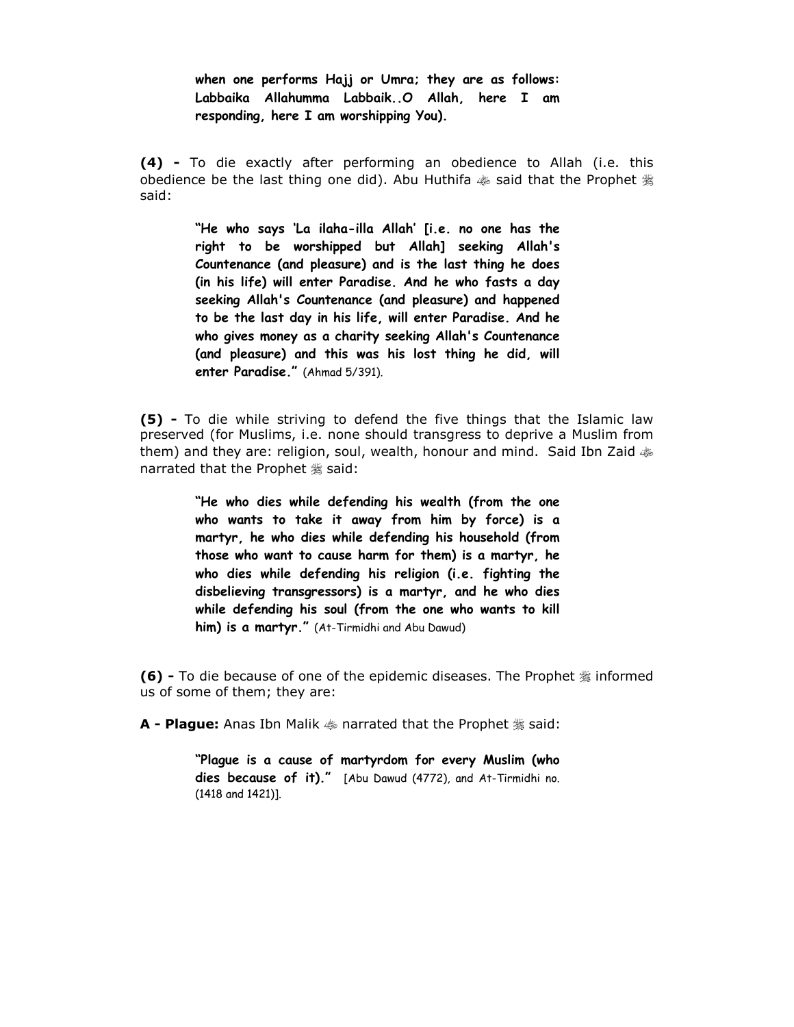**when one performs Hajj or Umra; they are as follows: Labbaika Allahumma Labbaik..O Allah, here I am responding, here I am worshipping You).**

**(4) -** To die exactly after performing an obedience to Allah (i.e. this obedience be the last thing one did). Abu Huthifa ﷺ said that the Prophet ﷺ said:

> **"He who says 'La ilaha-illa Allah' [i.e. no one has the right to be worshipped but Allah] seeking Allah's Countenance (and pleasure) and is the last thing he does (in his life) will enter Paradise. And he who fasts a day seeking Allah's Countenance (and pleasure) and happened to be the last day in his life, will enter Paradise. And he who gives money as a charity seeking Allah's Countenance (and pleasure) and this was his lost thing he did, will enter Paradise."** (Ahmad 5/391).

**(5) -** To die while striving to defend the five things that the Islamic law preserved (for Muslims, i.e. none should transgress to deprive a Muslim from them) and they are: religion, soul, wealth, honour and mind. Said Ibn Zaid ﷺ narrated that the Prophet ﷺ said:

> **"He who dies while defending his wealth (from the one who wants to take it away from him by force) is a martyr, he who dies while defending his household (from those who want to cause harm for them) is a martyr, he who dies while defending his religion (i.e. fighting the disbelieving transgressors) is a martyr, and he who dies while defending his soul (from the one who wants to kill him) is a martyr."** (At-Tirmidhi and Abu Dawud)

**(6) -** To die because of one of the epidemic diseases. The Prophet ﷺ informed us of some of them; they are:

**A - Plague:** Anas Ibn Malik ﷺ narrated that the Prophet ﷺ said:

> **"Plague is a cause of martyrdom for every Muslim (who dies because of it)."** [Abu Dawud (4772), and At-Tirmidhi no. (1418 and 1421)].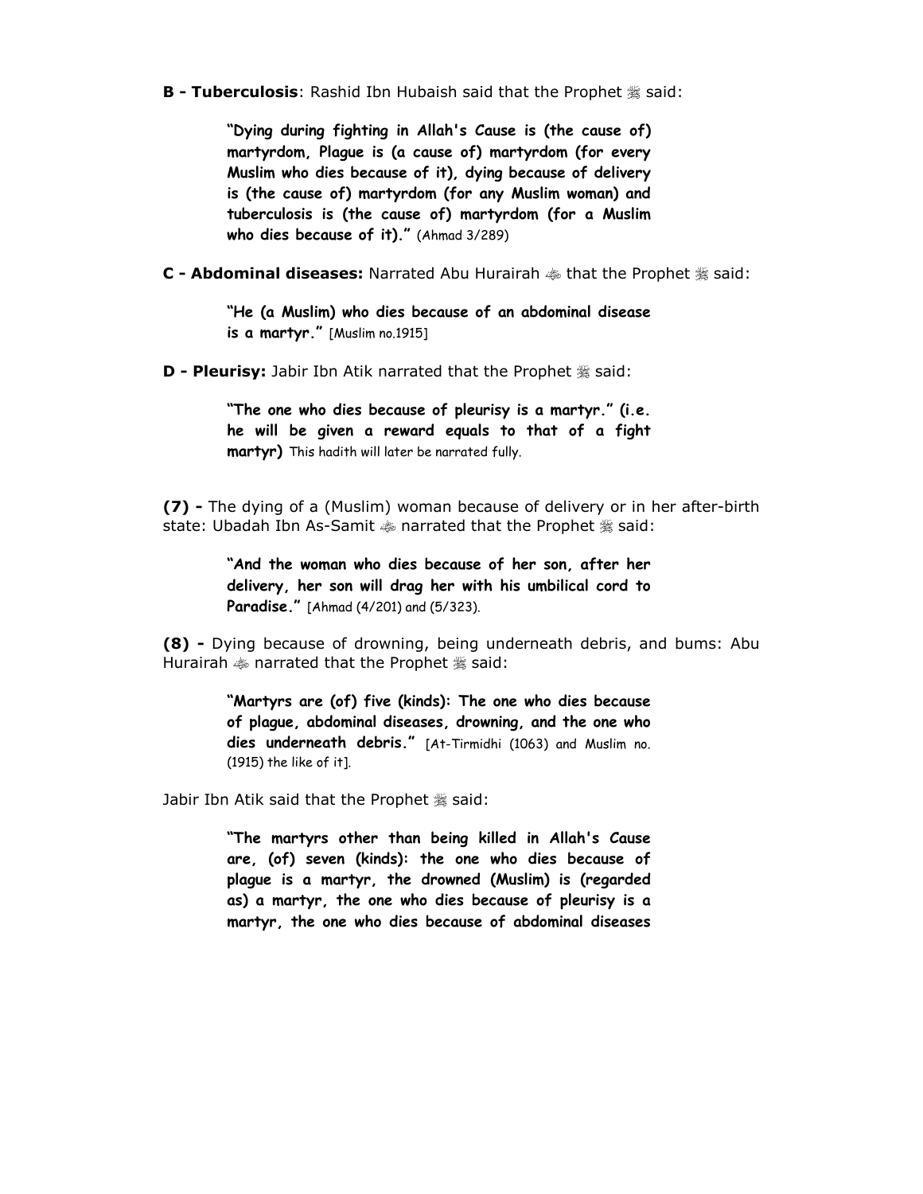**B - Tuberculosis**: Rashid Ibn Hubaish said that the Prophet ﷺ said:

> **"Dying during fighting in Allah's Cause is (the cause of) martyrdom, Plague is (a cause of) martyrdom (for every Muslim who dies because of it), dying because of delivery is (the cause of) martyrdom (for any Muslim woman) and tuberculosis is (the cause of) martyrdom (for a Muslim who dies because of it)."** (Ahmad 3/289)

**C - Abdominal diseases:** Narrated Abu Hurairah ﷺ that the Prophet ﷺ said:

> **"He (a Muslim) who dies because of an abdominal disease is a martyr."** [Muslim no.1915]

**D - Pleurisy:** Jabir Ibn Atik narrated that the Prophet ﷺ said:

> **"The one who dies because of pleurisy is a martyr." (i.e. he will be given a reward equals to that of a fight martyr)** This hadith will later be narrated fully.

**(7) -** The dying of a (Muslim) woman because of delivery or in her after-birth state: Ubadah Ibn As-Samit ﷺ narrated that the Prophet ﷺ said:

> **"And the woman who dies because of her son, after her delivery, her son will drag her with his umbilical cord to Paradise."** [Ahmad (4/201) and (5/323).

**(8) -** Dying because of drowning, being underneath debris, and bums: Abu Hurairah ﷺ narrated that the Prophet ﷺ said:

> **"Martyrs are (of) five (kinds): The one who dies because of plague, abdominal diseases, drowning, and the one who dies underneath debris."** [At-Tirmidhi (1063) and Muslim no. (1915) the like of it].

Jabir Ibn Atik said that the Prophet ﷺ said:

> **"The martyrs other than being killed in Allah's Cause are, (of) seven (kinds): the one who dies because of plague is a martyr, the drowned (Muslim) is (regarded as) a martyr, the one who dies because of pleurisy is a martyr, the one who dies because of abdominal diseases**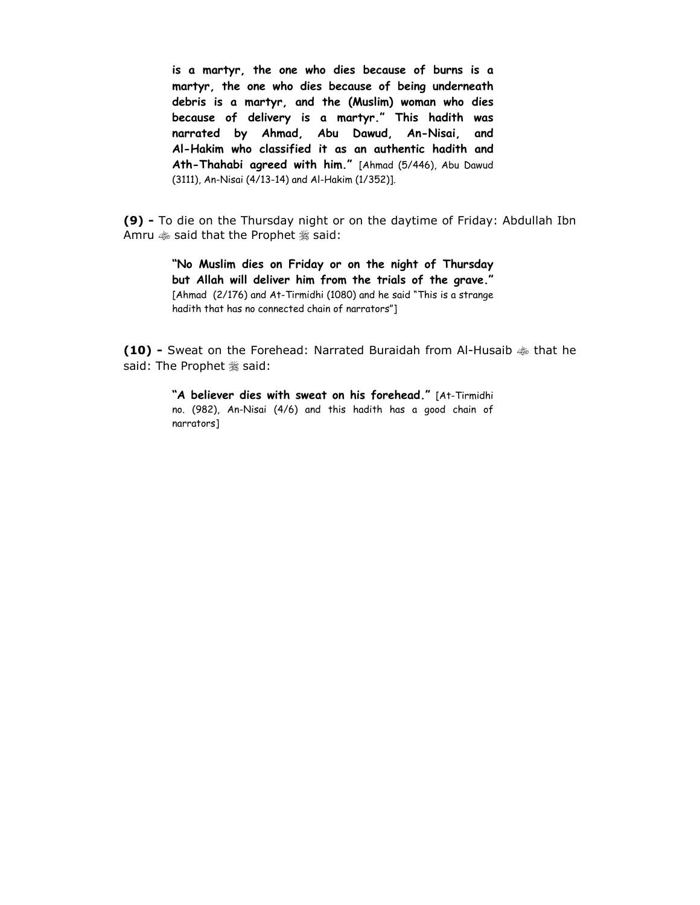> **is a martyr, the one who dies because of burns is a martyr, the one who dies because of being underneath debris is a martyr, and the (Muslim) woman who dies because of delivery is a martyr." This hadith was narrated by Ahmad, Abu Dawud, An-Nisai, and Al-Hakim who classified it as an authentic hadith and Ath-Thahabi agreed with him."** [Ahmad (5/446), Abu Dawud (3111), An-Nisai (4/13-14) and Al-Hakim (1/352)].

**(9) -** To die on the Thursday night or on the daytime of Friday: Abdullah Ibn Amru ﷺ said that the Prophet ﷺ said:

> **"No Muslim dies on Friday or on the night of Thursday but Allah will deliver him from the trials of the grave."** [Ahmad (2/176) and At-Tirmidhi (1080) and he said "This is a strange hadith that has no connected chain of narrators"]

**(10) -** Sweat on the Forehead: Narrated Buraidah from Al-Husaib ﷺ that he said: The Prophet ﷺ said:

> **"A believer dies with sweat on his forehead."** [At-Tirmidhi no. (982), An-Nisai (4/6) and this hadith has a good chain of narrators]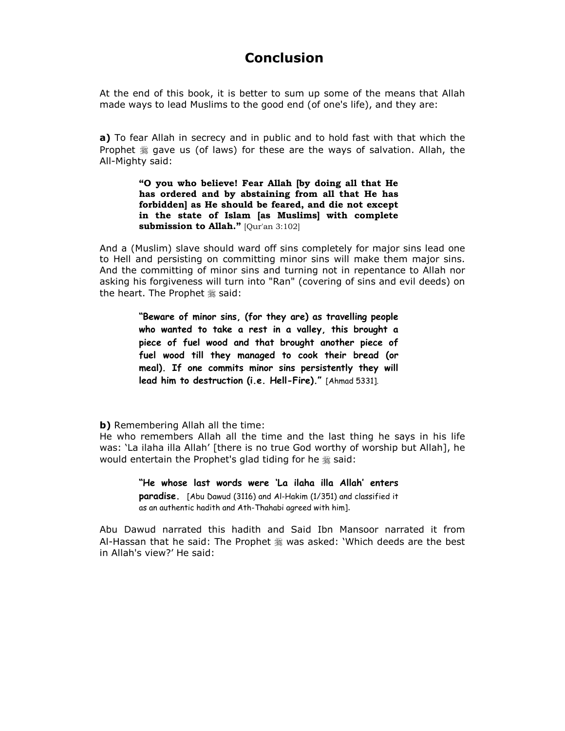# Conclusion

At the end of this book, it is better to sum up some of the means that Allah made ways to lead Muslims to the good end (of one's life), and they are:

**a)** To fear Allah in secrecy and in public and to hold fast with that which the Prophet ﷺ gave us (of laws) for these are the ways of salvation. Allah, the All-Mighty said:

> **"O you who believe! Fear Allah [by doing all that He has ordered and by abstaining from all that He has forbidden] as He should be feared, and die not except in the state of Islam [as Muslims] with complete submission to Allah."** [Qur'an 3:102]

And a (Muslim) slave should ward off sins completely for major sins lead one to Hell and persisting on committing minor sins will make them major sins. And the committing of minor sins and turning not in repentance to Allah nor asking his forgiveness will turn into "Ran" (covering of sins and evil deeds) on the heart. The Prophet ﷺ said:

> **"Beware of minor sins, (for they are) as travelling people who wanted to take a rest in a valley, this brought a piece of fuel wood and that brought another piece of fuel wood till they managed to cook their bread (or meal). If one commits minor sins persistently they will lead him to destruction (i.e. Hell-Fire)."** [Ahmad 5331].

**b)** Remembering Allah all the time:
He who remembers Allah all the time and the last thing he says in his life was: 'La ilaha illa Allah' [there is no true God worthy of worship but Allah], he would entertain the Prophet's glad tiding for he ﷺ said:

> **"He whose last words were 'La ilaha illa Allah' enters paradise.** [Abu Dawud (3116) and Al-Hakim (1/351) and classified it as an authentic hadith and Ath-Thahabi agreed with him].

Abu Dawud narrated this hadith and Said Ibn Mansoor narrated it from Al-Hassan that he said: The Prophet ﷺ was asked: 'Which deeds are the best in Allah's view?' He said: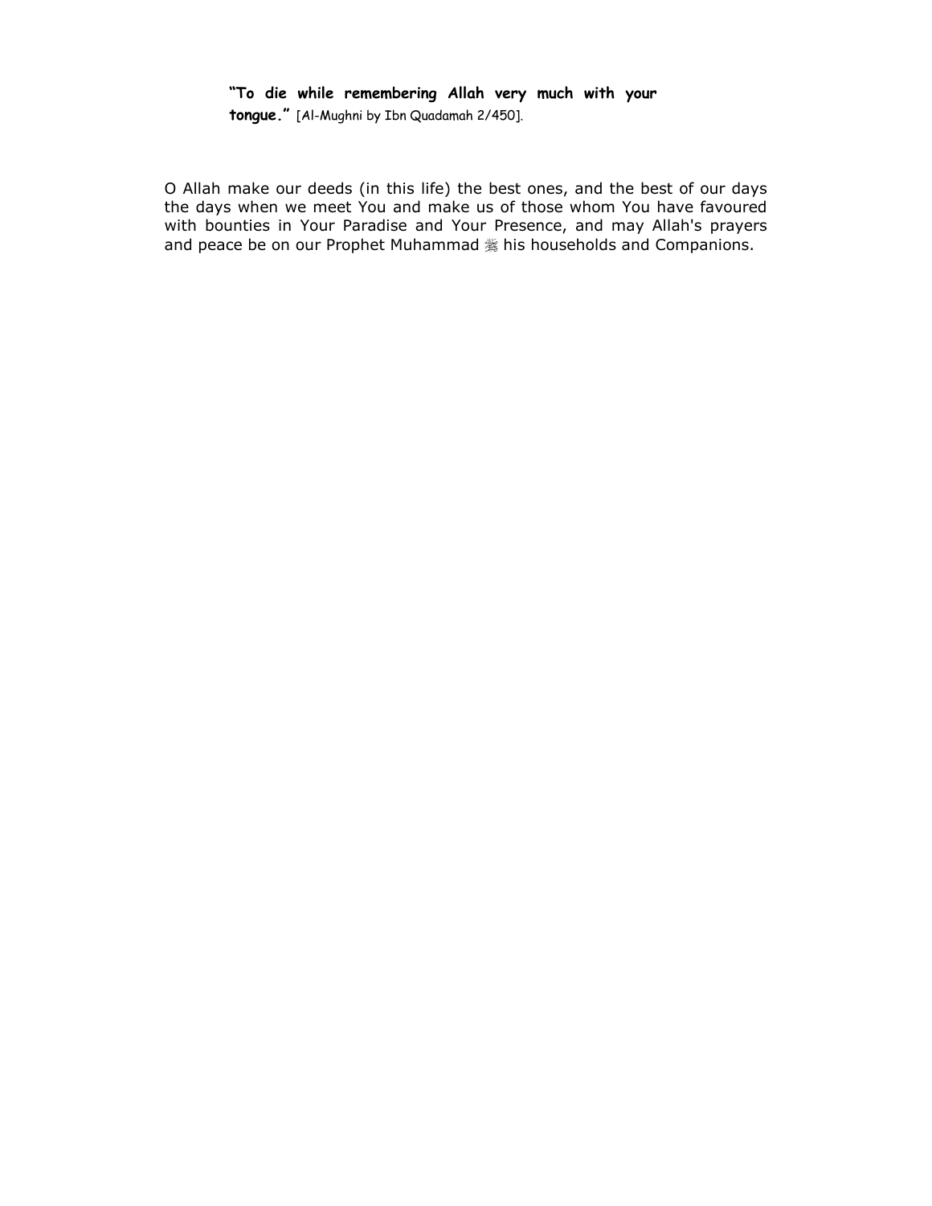**"To die while remembering Allah very much with your tongue."** [Al-Mughni by Ibn Quadamah 2/450].

O Allah make our deeds (in this life) the best ones, and the best of our days the days when we meet You and make us of those whom You have favoured with bounties in Your Paradise and Your Presence, and may Allah's prayers and peace be on our Prophet Muhammad ﷺ his households and Companions.